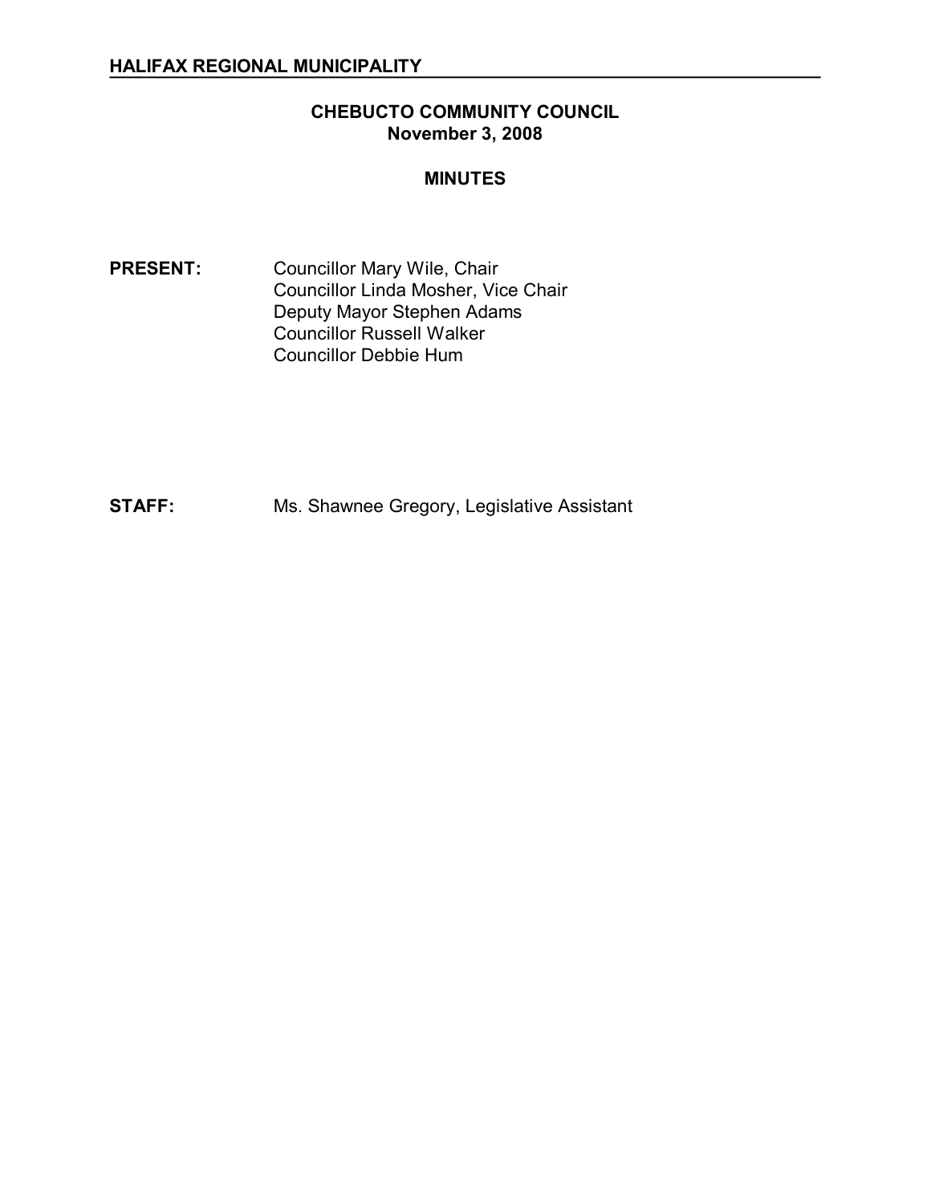**HALIFAX REGIONAL MUNICIPALITY**

# CHEBUCTO COMMUNITY COUNCIL
## November 3, 2008

## MINUTES

**PRESENT:** Councillor Mary Wile, Chair
Councillor Linda Mosher, Vice Chair
Deputy Mayor Stephen Adams
Councillor Russell Walker
Councillor Debbie Hum

**STAFF:** Ms. Shawnee Gregory, Legislative Assistant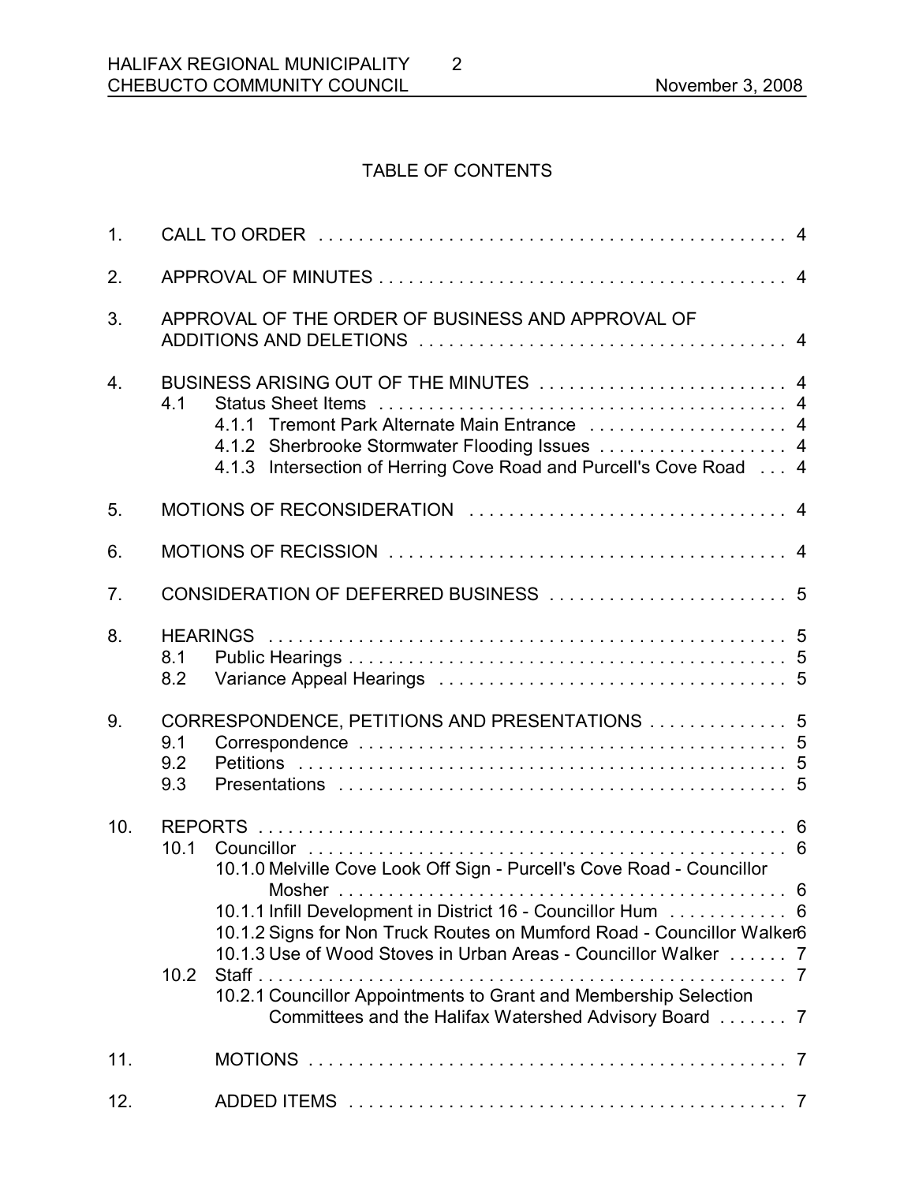## TABLE OF CONTENTS

1. CALL TO ORDER . . . . . . . . . . . . . . . . . . . . . . . . . . . . . . . . . . . . . . . . . . . . . . . 4

2. APPROVAL OF MINUTES . . . . . . . . . . . . . . . . . . . . . . . . . . . . . . . . . . . . . . . . . 4

3. APPROVAL OF THE ORDER OF BUSINESS AND APPROVAL OF ADDITIONS AND DELETIONS . . . . . . . . . . . . . . . . . . . . . . . . . . . . . . . . . . . . 4

4. BUSINESS ARISING OUT OF THE MINUTES . . . . . . . . . . . . . . . . . . . . . . . . . 4
   - 4.1 Status Sheet Items . . . . . . . . . . . . . . . . . . . . . . . . . . . . . . . . . . . . . . . . . 4
     - 4.1.1 Tremont Park Alternate Main Entrance . . . . . . . . . . . . . . . . . . . . 4
     - 4.1.2 Sherbrooke Stormwater Flooding Issues . . . . . . . . . . . . . . . . . . 4
     - 4.1.3 Intersection of Herring Cove Road and Purcell's Cove Road . . . 4

5. MOTIONS OF RECONSIDERATION . . . . . . . . . . . . . . . . . . . . . . . . . . . . . . . 4

6. MOTIONS OF RECISSION . . . . . . . . . . . . . . . . . . . . . . . . . . . . . . . . . . . . . . . 4

7. CONSIDERATION OF DEFERRED BUSINESS . . . . . . . . . . . . . . . . . . . . . . . . 5

8. HEARINGS . . . . . . . . . . . . . . . . . . . . . . . . . . . . . . . . . . . . . . . . . . . . . . . . . . . 5
   - 8.1 Public Hearings . . . . . . . . . . . . . . . . . . . . . . . . . . . . . . . . . . . . . . . . . . . . 5
   - 8.2 Variance Appeal Hearings . . . . . . . . . . . . . . . . . . . . . . . . . . . . . . . . . . 5

9. CORRESPONDENCE, PETITIONS AND PRESENTATIONS . . . . . . . . . . . . . . 5
   - 9.1 Correspondence . . . . . . . . . . . . . . . . . . . . . . . . . . . . . . . . . . . . . . . . . . 5
   - 9.2 Petitions . . . . . . . . . . . . . . . . . . . . . . . . . . . . . . . . . . . . . . . . . . . . . . . . 5
   - 9.3 Presentations . . . . . . . . . . . . . . . . . . . . . . . . . . . . . . . . . . . . . . . . . . . . 5

10. REPORTS . . . . . . . . . . . . . . . . . . . . . . . . . . . . . . . . . . . . . . . . . . . . . . . . . . . . 6
    - 10.1 Councillor . . . . . . . . . . . . . . . . . . . . . . . . . . . . . . . . . . . . . . . . . . . . . . . . 6
      - 10.1.0 Melville Cove Look Off Sign - Purcell's Cove Road - Councillor Mosher . . . . . . . . . . . . . . . . . . . . . . . . . . . . . . . . . . . . . . . . . . . . . 6
      - 10.1.1 Infill Development in District 16 - Councillor Hum . . . . . . . . . . . 6
      - 10.1.2 Signs for Non Truck Routes on Mumford Road - Councillor Walker 6
      - 10.1.3 Use of Wood Stoves in Urban Areas - Councillor Walker . . . . . . 7
    - 10.2 Staff . . . . . . . . . . . . . . . . . . . . . . . . . . . . . . . . . . . . . . . . . . . . . . . . . . . . 7
      - 10.2.1 Councillor Appointments to Grant and Membership Selection Committees and the Halifax Watershed Advisory Board . . . . . . . 7

11. MOTIONS . . . . . . . . . . . . . . . . . . . . . . . . . . . . . . . . . . . . . . . . . . . . . . . . . . . 7

12. ADDED ITEMS . . . . . . . . . . . . . . . . . . . . . . . . . . . . . . . . . . . . . . . . . . . . . . 7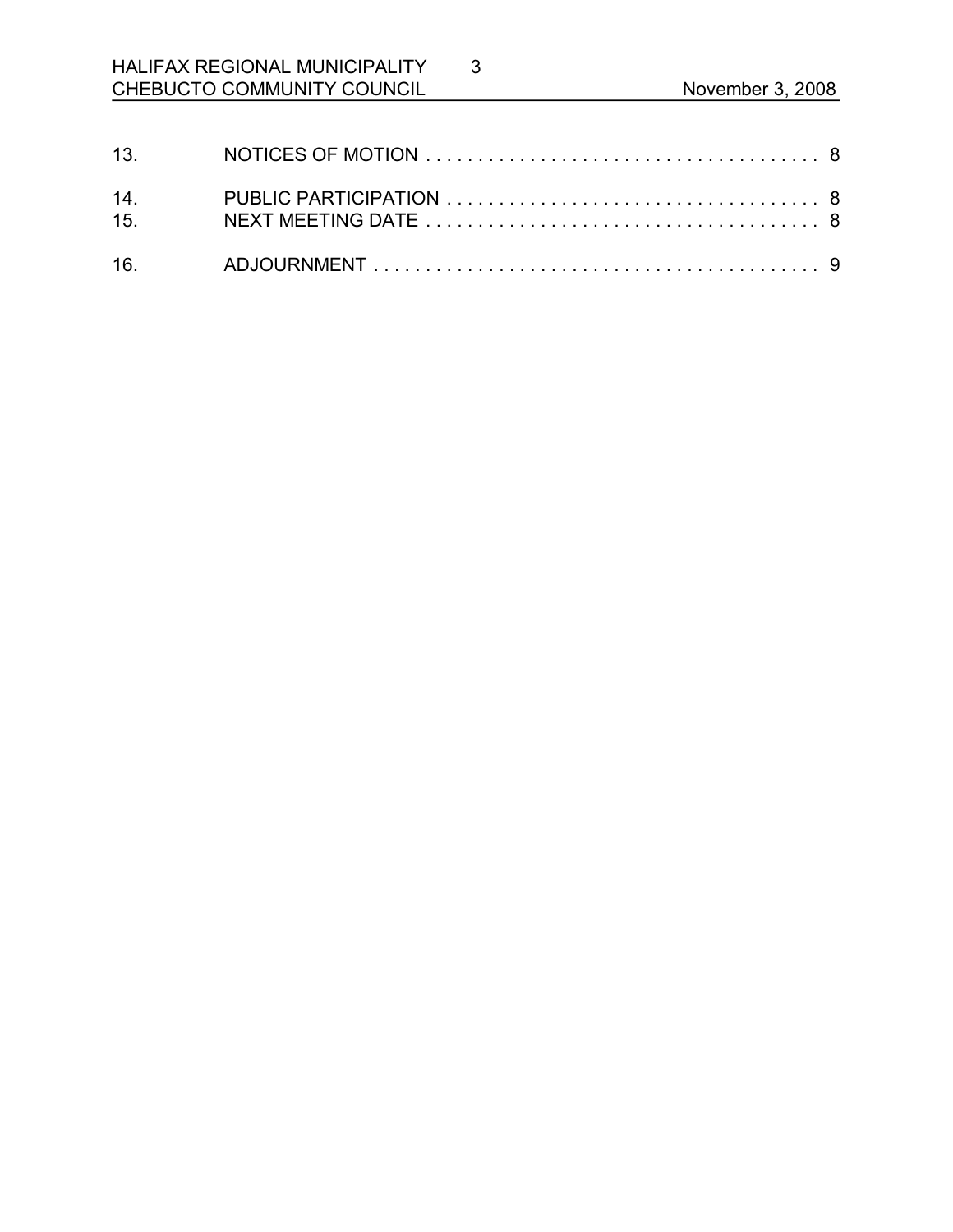13. NOTICES OF MOTION . . . . . . . . . . . . . . . . . . . . . . . . . . . . . . . . . . . . . . . 8

14. PUBLIC PARTICIPATION . . . . . . . . . . . . . . . . . . . . . . . . . . . . . . . . . . . . 8
15. NEXT MEETING DATE . . . . . . . . . . . . . . . . . . . . . . . . . . . . . . . . . . . . . . 8

16. ADJOURNMENT . . . . . . . . . . . . . . . . . . . . . . . . . . . . . . . . . . . . . . . . . . . 9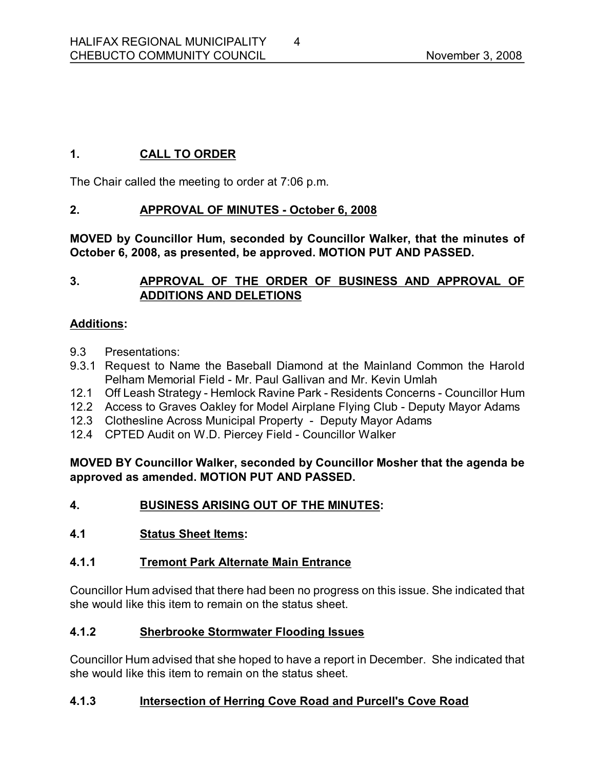## 1. CALL TO ORDER

The Chair called the meeting to order at 7:06 p.m.

## 2. APPROVAL OF MINUTES - October 6, 2008

**MOVED by Councillor Hum, seconded by Councillor Walker, that the minutes of October 6, 2008, as presented, be approved. MOTION PUT AND PASSED.**

## 3. APPROVAL OF THE ORDER OF BUSINESS AND APPROVAL OF ADDITIONS AND DELETIONS

**Additions:**

- 9.3 Presentations:
- 9.3.1 Request to Name the Baseball Diamond at the Mainland Common the Harold Pelham Memorial Field - Mr. Paul Gallivan and Mr. Kevin Umlah
- 12.1 Off Leash Strategy - Hemlock Ravine Park - Residents Concerns - Councillor Hum
- 12.2 Access to Graves Oakley for Model Airplane Flying Club - Deputy Mayor Adams
- 12.3 Clothesline Across Municipal Property - Deputy Mayor Adams
- 12.4 CPTED Audit on W.D. Piercey Field - Councillor Walker

**MOVED BY Councillor Walker, seconded by Councillor Mosher that the agenda be approved as amended. MOTION PUT AND PASSED.**

## 4. BUSINESS ARISING OUT OF THE MINUTES:

### 4.1 Status Sheet Items:

### 4.1.1 Tremont Park Alternate Main Entrance

Councillor Hum advised that there had been no progress on this issue. She indicated that she would like this item to remain on the status sheet.

### 4.1.2 Sherbrooke Stormwater Flooding Issues

Councillor Hum advised that she hoped to have a report in December. She indicated that she would like this item to remain on the status sheet.

### 4.1.3 Intersection of Herring Cove Road and Purcell's Cove Road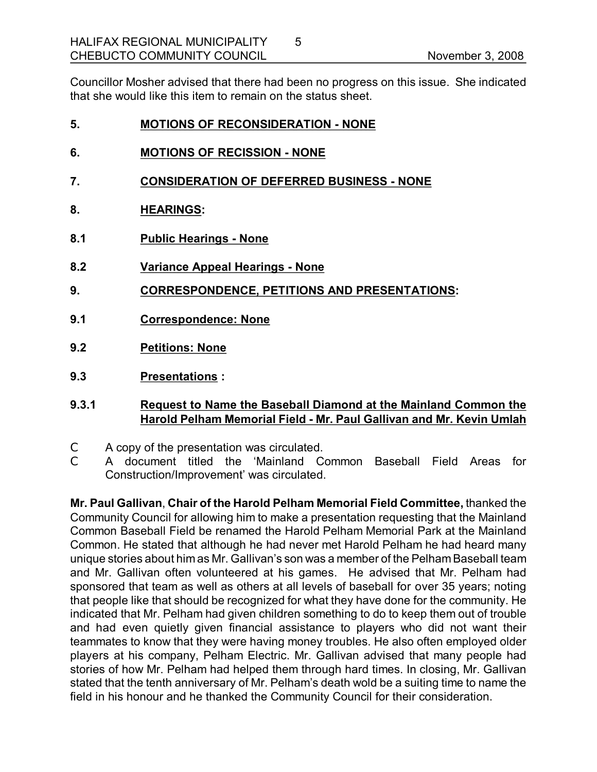Councillor Mosher advised that there had been no progress on this issue. She indicated that she would like this item to remain on the status sheet.

## 5. MOTIONS OF RECONSIDERATION - NONE

## 6. MOTIONS OF RECISSION - NONE

## 7. CONSIDERATION OF DEFERRED BUSINESS - NONE

## 8. HEARINGS:

### 8.1 Public Hearings - None

### 8.2 Variance Appeal Hearings - None

## 9. CORRESPONDENCE, PETITIONS AND PRESENTATIONS:

### 9.1 Correspondence: None

### 9.2 Petitions: None

### 9.3 Presentations :

#### 9.3.1 Request to Name the Baseball Diamond at the Mainland Common the Harold Pelham Memorial Field - Mr. Paul Gallivan and Mr. Kevin Umlah

- A copy of the presentation was circulated.
- A document titled the 'Mainland Common Baseball Field Areas for Construction/Improvement' was circulated.

**Mr. Paul Gallivan**, **Chair of the Harold Pelham Memorial Field Committee,** thanked the Community Council for allowing him to make a presentation requesting that the Mainland Common Baseball Field be renamed the Harold Pelham Memorial Park at the Mainland Common. He stated that although he had never met Harold Pelham he had heard many unique stories about him as Mr. Gallivan's son was a member of the Pelham Baseball team and Mr. Gallivan often volunteered at his games. He advised that Mr. Pelham had sponsored that team as well as others at all levels of baseball for over 35 years; noting that people like that should be recognized for what they have done for the community. He indicated that Mr. Pelham had given children something to do to keep them out of trouble and had even quietly given financial assistance to players who did not want their teammates to know that they were having money troubles. He also often employed older players at his company, Pelham Electric. Mr. Gallivan advised that many people had stories of how Mr. Pelham had helped them through hard times. In closing, Mr. Gallivan stated that the tenth anniversary of Mr. Pelham's death wold be a suiting time to name the field in his honour and he thanked the Community Council for their consideration.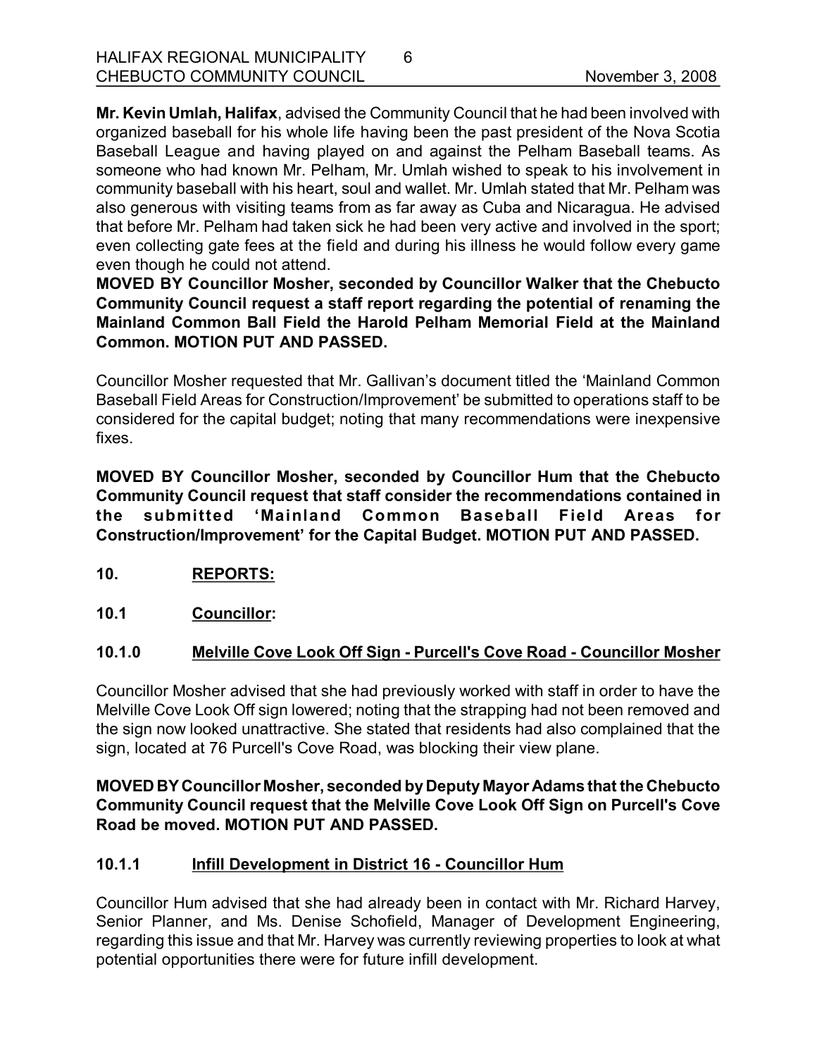**Mr. Kevin Umlah, Halifax**, advised the Community Council that he had been involved with organized baseball for his whole life having been the past president of the Nova Scotia Baseball League and having played on and against the Pelham Baseball teams. As someone who had known Mr. Pelham, Mr. Umlah wished to speak to his involvement in community baseball with his heart, soul and wallet. Mr. Umlah stated that Mr. Pelham was also generous with visiting teams from as far away as Cuba and Nicaragua. He advised that before Mr. Pelham had taken sick he had been very active and involved in the sport; even collecting gate fees at the field and during his illness he would follow every game even though he could not attend.

**MOVED BY Councillor Mosher, seconded by Councillor Walker that the Chebucto Community Council request a staff report regarding the potential of renaming the Mainland Common Ball Field the Harold Pelham Memorial Field at the Mainland Common. MOTION PUT AND PASSED.**

Councillor Mosher requested that Mr. Gallivan's document titled the 'Mainland Common Baseball Field Areas for Construction/Improvement' be submitted to operations staff to be considered for the capital budget; noting that many recommendations were inexpensive fixes.

**MOVED BY Councillor Mosher, seconded by Councillor Hum that the Chebucto Community Council request that staff consider the recommendations contained in the submitted 'Mainland Common Baseball Field Areas for Construction/Improvement' for the Capital Budget. MOTION PUT AND PASSED.**

## 10. REPORTS:

### 10.1 Councillor:

### 10.1.0 Melville Cove Look Off Sign - Purcell's Cove Road - Councillor Mosher

Councillor Mosher advised that she had previously worked with staff in order to have the Melville Cove Look Off sign lowered; noting that the strapping had not been removed and the sign now looked unattractive. She stated that residents had also complained that the sign, located at 76 Purcell's Cove Road, was blocking their view plane.

**MOVED BY Councillor Mosher, seconded by Deputy Mayor Adams that the Chebucto Community Council request that the Melville Cove Look Off Sign on Purcell's Cove Road be moved. MOTION PUT AND PASSED.**

### 10.1.1 Infill Development in District 16 - Councillor Hum

Councillor Hum advised that she had already been in contact with Mr. Richard Harvey, Senior Planner, and Ms. Denise Schofield, Manager of Development Engineering, regarding this issue and that Mr. Harvey was currently reviewing properties to look at what potential opportunities there were for future infill development.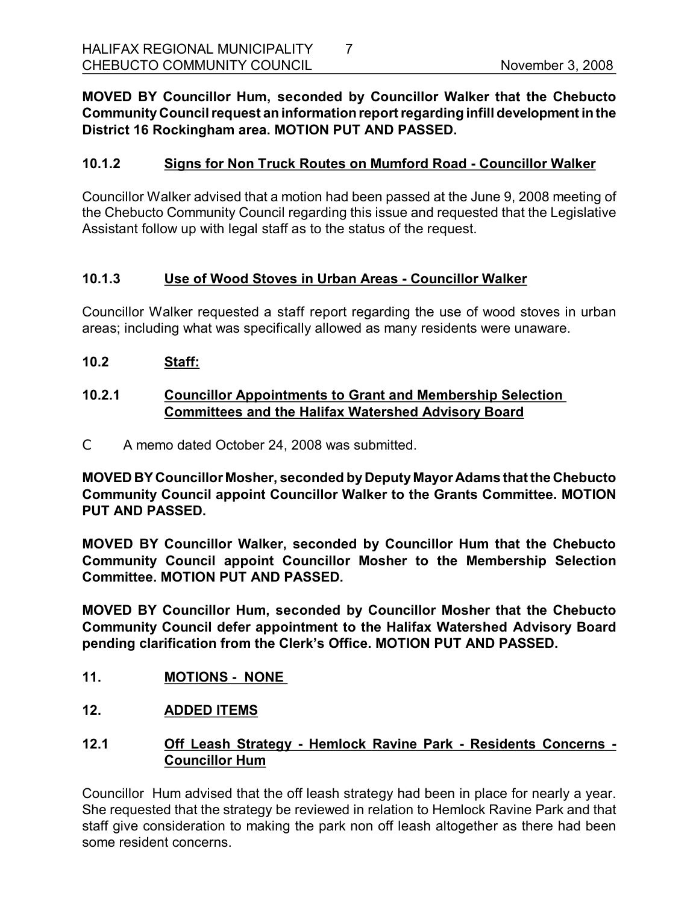**MOVED BY Councillor Hum, seconded by Councillor Walker that the Chebucto Community Council request an information report regarding infill development in the District 16 Rockingham area. MOTION PUT AND PASSED.**

### 10.1.2 Signs for Non Truck Routes on Mumford Road - Councillor Walker

Councillor Walker advised that a motion had been passed at the June 9, 2008 meeting of the Chebucto Community Council regarding this issue and requested that the Legislative Assistant follow up with legal staff as to the status of the request.

### 10.1.3 Use of Wood Stoves in Urban Areas - Councillor Walker

Councillor Walker requested a staff report regarding the use of wood stoves in urban areas; including what was specifically allowed as many residents were unaware.

## 10.2 Staff:

### 10.2.1 Councillor Appointments to Grant and Membership Selection Committees and the Halifax Watershed Advisory Board

- A memo dated October 24, 2008 was submitted.

**MOVED BY Councillor Mosher, seconded by Deputy Mayor Adams that the Chebucto Community Council appoint Councillor Walker to the Grants Committee. MOTION PUT AND PASSED.**

**MOVED BY Councillor Walker, seconded by Councillor Hum that the Chebucto Community Council appoint Councillor Mosher to the Membership Selection Committee. MOTION PUT AND PASSED.**

**MOVED BY Councillor Hum, seconded by Councillor Mosher that the Chebucto Community Council defer appointment to the Halifax Watershed Advisory Board pending clarification from the Clerk's Office. MOTION PUT AND PASSED.**

## 11. MOTIONS - NONE

## 12. ADDED ITEMS

### 12.1 Off Leash Strategy - Hemlock Ravine Park - Residents Concerns - Councillor Hum

Councillor Hum advised that the off leash strategy had been in place for nearly a year. She requested that the strategy be reviewed in relation to Hemlock Ravine Park and that staff give consideration to making the park non off leash altogether as there had been some resident concerns.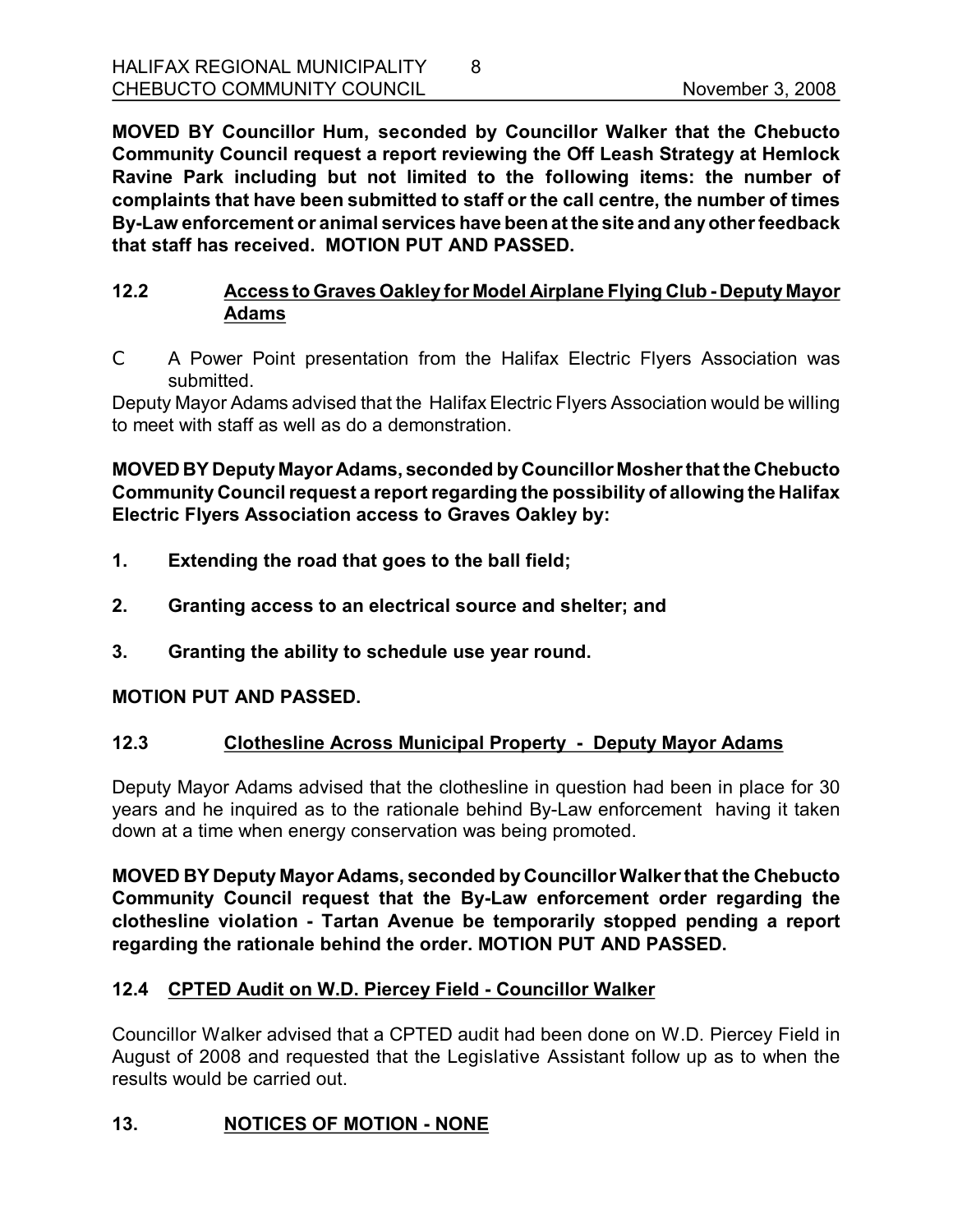**MOVED BY Councillor Hum, seconded by Councillor Walker that the Chebucto Community Council request a report reviewing the Off Leash Strategy at Hemlock Ravine Park including but not limited to the following items: the number of complaints that have been submitted to staff or the call centre, the number of times By-Law enforcement or animal services have been at the site and any other feedback that staff has received. MOTION PUT AND PASSED.**

## 12.2 Access to Graves Oakley for Model Airplane Flying Club - Deputy Mayor Adams

- A Power Point presentation from the Halifax Electric Flyers Association was submitted.

Deputy Mayor Adams advised that the Halifax Electric Flyers Association would be willing to meet with staff as well as do a demonstration.

**MOVED BY Deputy Mayor Adams, seconded by Councillor Mosher that the Chebucto Community Council request a report regarding the possibility of allowing the Halifax Electric Flyers Association access to Graves Oakley by:**

1. **Extending the road that goes to the ball field;**
2. **Granting access to an electrical source and shelter; and**
3. **Granting the ability to schedule use year round.**

**MOTION PUT AND PASSED.**

## 12.3 Clothesline Across Municipal Property - Deputy Mayor Adams

Deputy Mayor Adams advised that the clothesline in question had been in place for 30 years and he inquired as to the rationale behind By-Law enforcement having it taken down at a time when energy conservation was being promoted.

**MOVED BY Deputy Mayor Adams, seconded by Councillor Walker that the Chebucto Community Council request that the By-Law enforcement order regarding the clothesline violation - Tartan Avenue be temporarily stopped pending a report regarding the rationale behind the order. MOTION PUT AND PASSED.**

## 12.4 CPTED Audit on W.D. Piercey Field - Councillor Walker

Councillor Walker advised that a CPTED audit had been done on W.D. Piercey Field in August of 2008 and requested that the Legislative Assistant follow up as to when the results would be carried out.

## 13. NOTICES OF MOTION - NONE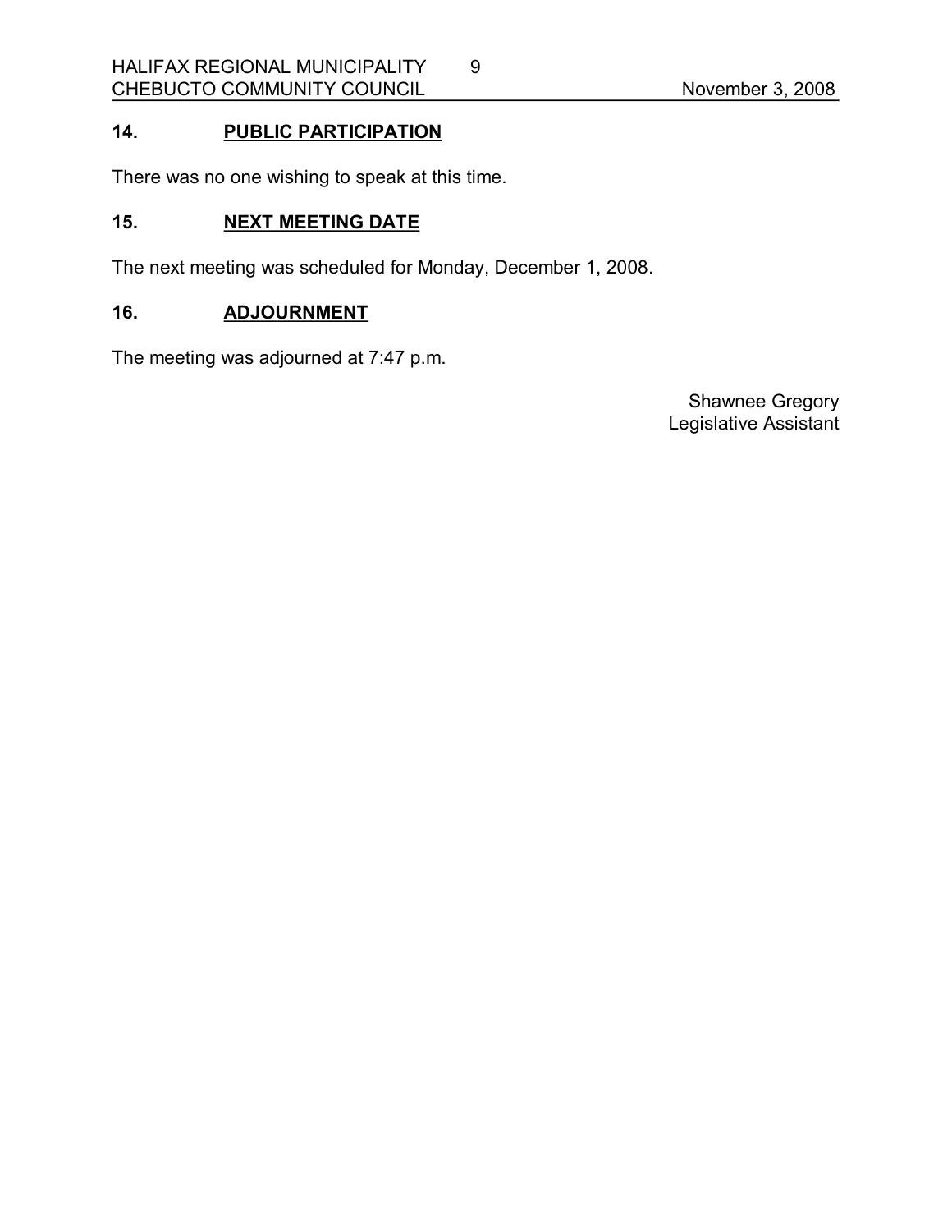## 14. PUBLIC PARTICIPATION

There was no one wishing to speak at this time.

## 15. NEXT MEETING DATE

The next meeting was scheduled for Monday, December 1, 2008.

## 16. ADJOURNMENT

The meeting was adjourned at 7:47 p.m.

Shawnee Gregory
Legislative Assistant